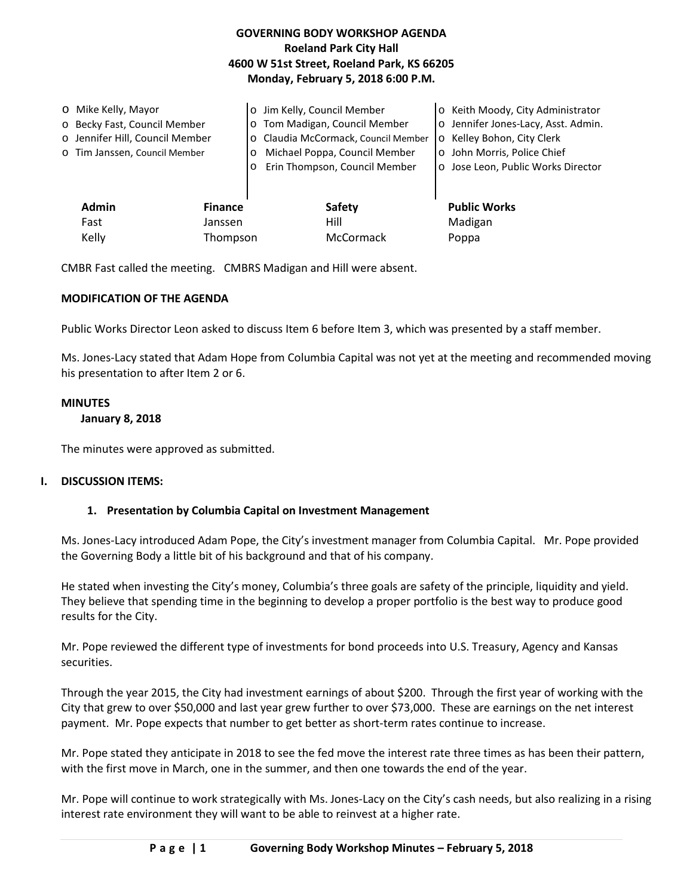**GOVERNING BODY WORKSHOP AGENDA**
**Roeland Park City Hall**
**4600 W 51st Street, Roeland Park, KS 66205**
**Monday, February 5, 2018 6:00 P.M.**

- o Mike Kelly, Mayor
- o Becky Fast, Council Member
- o Jennifer Hill, Council Member
- o Tim Janssen, Council Member
- o Jim Kelly, Council Member
- o Tom Madigan, Council Member
- o Claudia McCormack, Council Member
- o Michael Poppa, Council Member
- o Erin Thompson, Council Member
- o Keith Moody, City Administrator
- o Jennifer Jones-Lacy, Asst. Admin.
- o Kelley Bohon, City Clerk
- o John Morris, Police Chief
- o Jose Leon, Public Works Director

| Admin | Finance | Safety | Public Works |
|---|---|---|---|
| Fast | Janssen | Hill | Madigan |
| Kelly | Thompson | McCormack | Poppa |

CMBR Fast called the meeting. CMBRS Madigan and Hill were absent.

**MODIFICATION OF THE AGENDA**

Public Works Director Leon asked to discuss Item 6 before Item 3, which was presented by a staff member.

Ms. Jones-Lacy stated that Adam Hope from Columbia Capital was not yet at the meeting and recommended moving his presentation to after Item 2 or 6.

**MINUTES**

**January 8, 2018**

The minutes were approved as submitted.

**I. DISCUSSION ITEMS:**

**1. Presentation by Columbia Capital on Investment Management**

Ms. Jones-Lacy introduced Adam Pope, the City's investment manager from Columbia Capital. Mr. Pope provided the Governing Body a little bit of his background and that of his company.

He stated when investing the City's money, Columbia's three goals are safety of the principle, liquidity and yield. They believe that spending time in the beginning to develop a proper portfolio is the best way to produce good results for the City.

Mr. Pope reviewed the different type of investments for bond proceeds into U.S. Treasury, Agency and Kansas securities.

Through the year 2015, the City had investment earnings of about $200. Through the first year of working with the City that grew to over $50,000 and last year grew further to over $73,000. These are earnings on the net interest payment. Mr. Pope expects that number to get better as short-term rates continue to increase.

Mr. Pope stated they anticipate in 2018 to see the fed move the interest rate three times as has been their pattern, with the first move in March, one in the summer, and then one towards the end of the year.

Mr. Pope will continue to work strategically with Ms. Jones-Lacy on the City's cash needs, but also realizing in a rising interest rate environment they will want to be able to reinvest at a higher rate.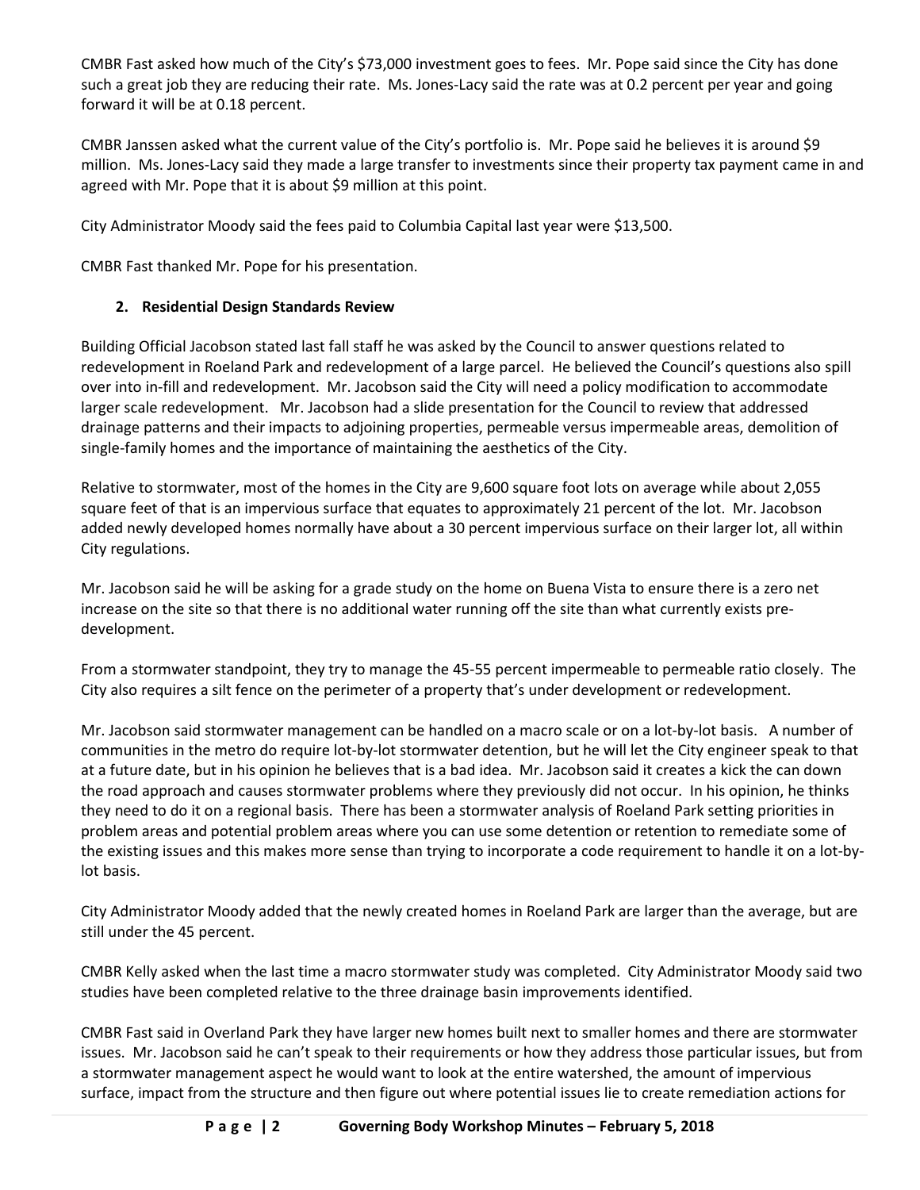CMBR Fast asked how much of the City's $73,000 investment goes to fees. Mr. Pope said since the City has done such a great job they are reducing their rate. Ms. Jones-Lacy said the rate was at 0.2 percent per year and going forward it will be at 0.18 percent.

CMBR Janssen asked what the current value of the City's portfolio is. Mr. Pope said he believes it is around $9 million. Ms. Jones-Lacy said they made a large transfer to investments since their property tax payment came in and agreed with Mr. Pope that it is about $9 million at this point.

City Administrator Moody said the fees paid to Columbia Capital last year were $13,500.

CMBR Fast thanked Mr. Pope for his presentation.

**2. Residential Design Standards Review**

Building Official Jacobson stated last fall staff he was asked by the Council to answer questions related to redevelopment in Roeland Park and redevelopment of a large parcel. He believed the Council's questions also spill over into in-fill and redevelopment. Mr. Jacobson said the City will need a policy modification to accommodate larger scale redevelopment. Mr. Jacobson had a slide presentation for the Council to review that addressed drainage patterns and their impacts to adjoining properties, permeable versus impermeable areas, demolition of single-family homes and the importance of maintaining the aesthetics of the City.

Relative to stormwater, most of the homes in the City are 9,600 square foot lots on average while about 2,055 square feet of that is an impervious surface that equates to approximately 21 percent of the lot. Mr. Jacobson added newly developed homes normally have about a 30 percent impervious surface on their larger lot, all within City regulations.

Mr. Jacobson said he will be asking for a grade study on the home on Buena Vista to ensure there is a zero net increase on the site so that there is no additional water running off the site than what currently exists pre-development.

From a stormwater standpoint, they try to manage the 45-55 percent impermeable to permeable ratio closely. The City also requires a silt fence on the perimeter of a property that's under development or redevelopment.

Mr. Jacobson said stormwater management can be handled on a macro scale or on a lot-by-lot basis. A number of communities in the metro do require lot-by-lot stormwater detention, but he will let the City engineer speak to that at a future date, but in his opinion he believes that is a bad idea. Mr. Jacobson said it creates a kick the can down the road approach and causes stormwater problems where they previously did not occur. In his opinion, he thinks they need to do it on a regional basis. There has been a stormwater analysis of Roeland Park setting priorities in problem areas and potential problem areas where you can use some detention or retention to remediate some of the existing issues and this makes more sense than trying to incorporate a code requirement to handle it on a lot-by-lot basis.

City Administrator Moody added that the newly created homes in Roeland Park are larger than the average, but are still under the 45 percent.

CMBR Kelly asked when the last time a macro stormwater study was completed. City Administrator Moody said two studies have been completed relative to the three drainage basin improvements identified.

CMBR Fast said in Overland Park they have larger new homes built next to smaller homes and there are stormwater issues. Mr. Jacobson said he can't speak to their requirements or how they address those particular issues, but from a stormwater management aspect he would want to look at the entire watershed, the amount of impervious surface, impact from the structure and then figure out where potential issues lie to create remediation actions for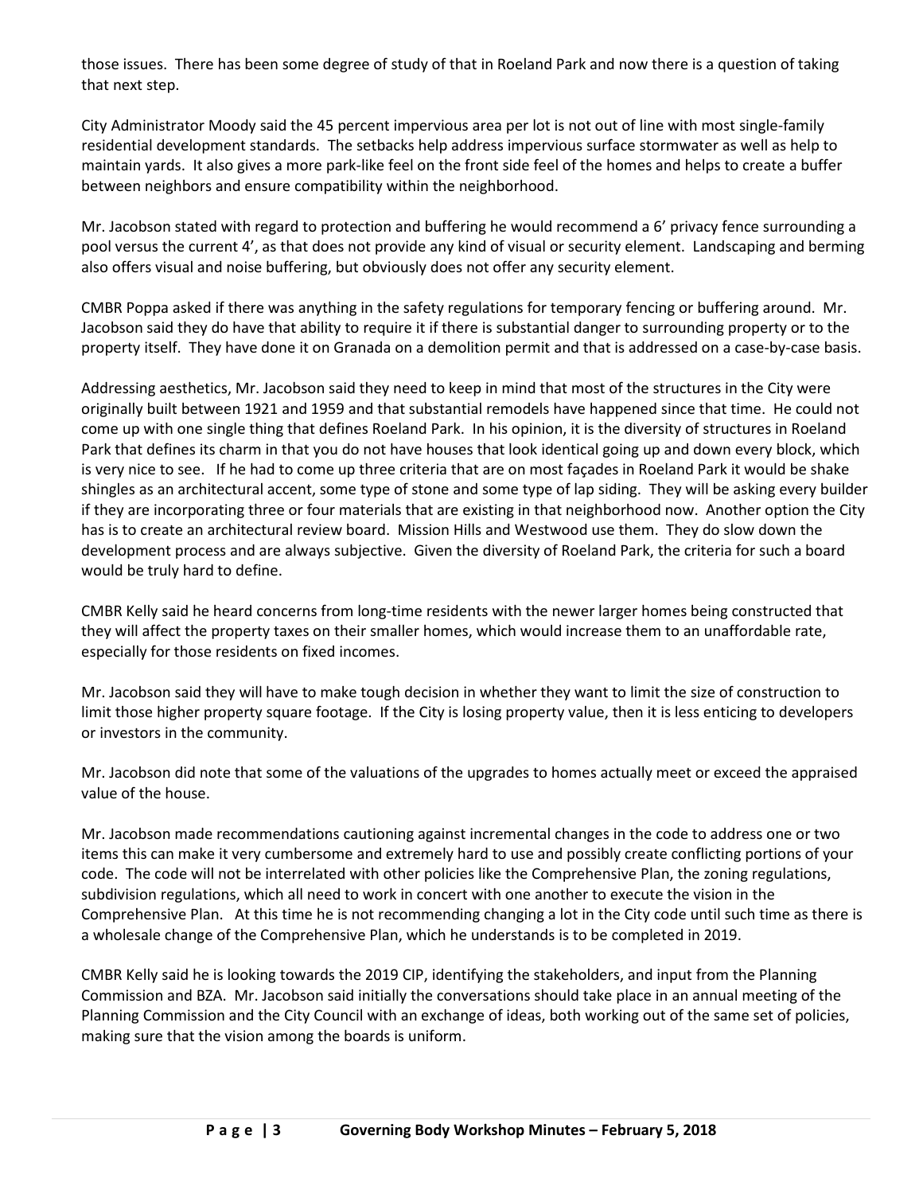those issues. There has been some degree of study of that in Roeland Park and now there is a question of taking that next step.

City Administrator Moody said the 45 percent impervious area per lot is not out of line with most single-family residential development standards. The setbacks help address impervious surface stormwater as well as help to maintain yards. It also gives a more park-like feel on the front side feel of the homes and helps to create a buffer between neighbors and ensure compatibility within the neighborhood.

Mr. Jacobson stated with regard to protection and buffering he would recommend a 6' privacy fence surrounding a pool versus the current 4', as that does not provide any kind of visual or security element. Landscaping and berming also offers visual and noise buffering, but obviously does not offer any security element.

CMBR Poppa asked if there was anything in the safety regulations for temporary fencing or buffering around. Mr. Jacobson said they do have that ability to require it if there is substantial danger to surrounding property or to the property itself. They have done it on Granada on a demolition permit and that is addressed on a case-by-case basis.

Addressing aesthetics, Mr. Jacobson said they need to keep in mind that most of the structures in the City were originally built between 1921 and 1959 and that substantial remodels have happened since that time. He could not come up with one single thing that defines Roeland Park. In his opinion, it is the diversity of structures in Roeland Park that defines its charm in that you do not have houses that look identical going up and down every block, which is very nice to see. If he had to come up three criteria that are on most façades in Roeland Park it would be shake shingles as an architectural accent, some type of stone and some type of lap siding. They will be asking every builder if they are incorporating three or four materials that are existing in that neighborhood now. Another option the City has is to create an architectural review board. Mission Hills and Westwood use them. They do slow down the development process and are always subjective. Given the diversity of Roeland Park, the criteria for such a board would be truly hard to define.

CMBR Kelly said he heard concerns from long-time residents with the newer larger homes being constructed that they will affect the property taxes on their smaller homes, which would increase them to an unaffordable rate, especially for those residents on fixed incomes.

Mr. Jacobson said they will have to make tough decision in whether they want to limit the size of construction to limit those higher property square footage. If the City is losing property value, then it is less enticing to developers or investors in the community.

Mr. Jacobson did note that some of the valuations of the upgrades to homes actually meet or exceed the appraised value of the house.

Mr. Jacobson made recommendations cautioning against incremental changes in the code to address one or two items this can make it very cumbersome and extremely hard to use and possibly create conflicting portions of your code. The code will not be interrelated with other policies like the Comprehensive Plan, the zoning regulations, subdivision regulations, which all need to work in concert with one another to execute the vision in the Comprehensive Plan. At this time he is not recommending changing a lot in the City code until such time as there is a wholesale change of the Comprehensive Plan, which he understands is to be completed in 2019.

CMBR Kelly said he is looking towards the 2019 CIP, identifying the stakeholders, and input from the Planning Commission and BZA. Mr. Jacobson said initially the conversations should take place in an annual meeting of the Planning Commission and the City Council with an exchange of ideas, both working out of the same set of policies, making sure that the vision among the boards is uniform.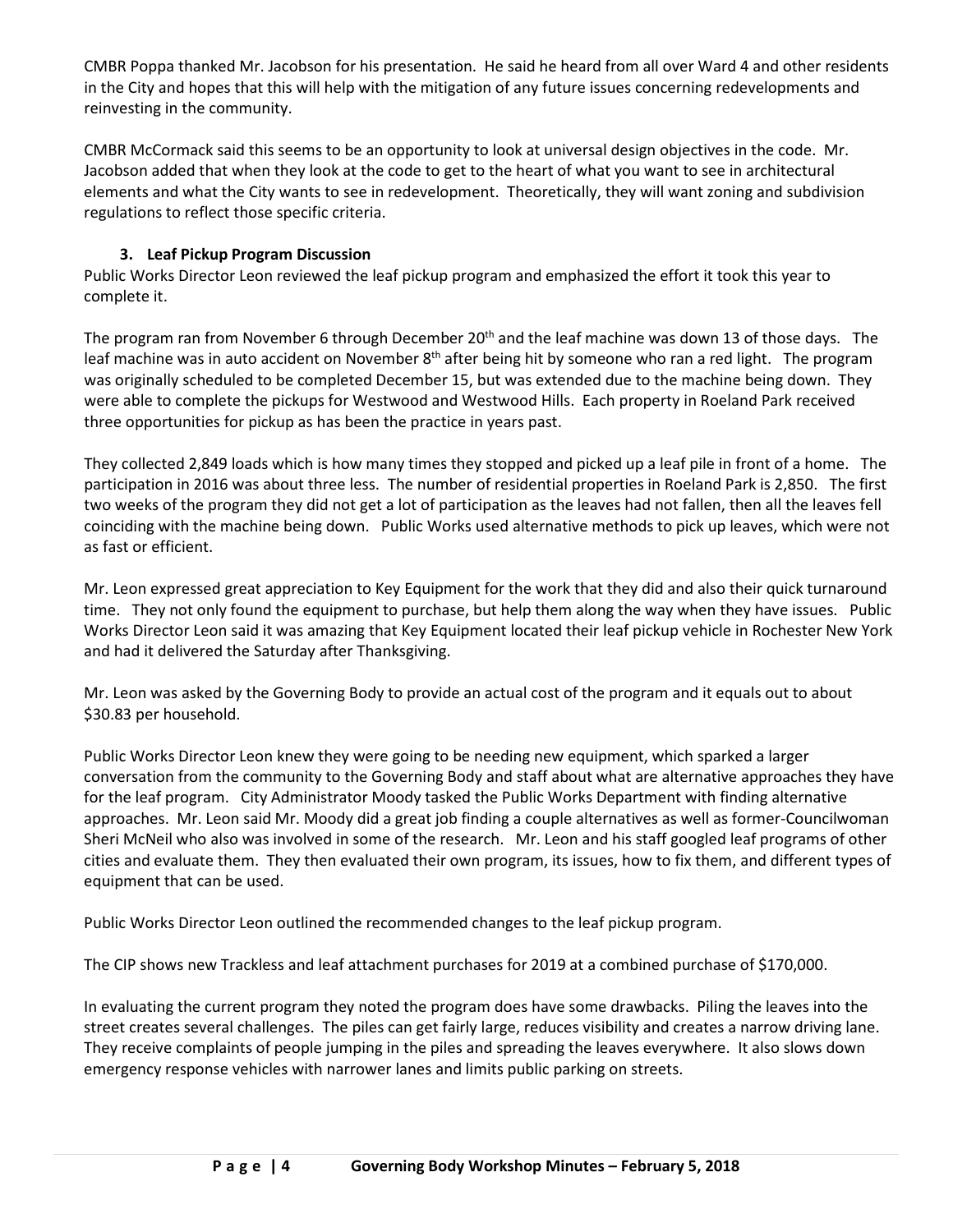CMBR Poppa thanked Mr. Jacobson for his presentation. He said he heard from all over Ward 4 and other residents in the City and hopes that this will help with the mitigation of any future issues concerning redevelopments and reinvesting in the community.

CMBR McCormack said this seems to be an opportunity to look at universal design objectives in the code. Mr. Jacobson added that when they look at the code to get to the heart of what you want to see in architectural elements and what the City wants to see in redevelopment. Theoretically, they will want zoning and subdivision regulations to reflect those specific criteria.

**3. Leaf Pickup Program Discussion**

Public Works Director Leon reviewed the leaf pickup program and emphasized the effort it took this year to complete it.

The program ran from November 6 through December 20th and the leaf machine was down 13 of those days. The leaf machine was in auto accident on November 8th after being hit by someone who ran a red light. The program was originally scheduled to be completed December 15, but was extended due to the machine being down. They were able to complete the pickups for Westwood and Westwood Hills. Each property in Roeland Park received three opportunities for pickup as has been the practice in years past.

They collected 2,849 loads which is how many times they stopped and picked up a leaf pile in front of a home. The participation in 2016 was about three less. The number of residential properties in Roeland Park is 2,850. The first two weeks of the program they did not get a lot of participation as the leaves had not fallen, then all the leaves fell coinciding with the machine being down. Public Works used alternative methods to pick up leaves, which were not as fast or efficient.

Mr. Leon expressed great appreciation to Key Equipment for the work that they did and also their quick turnaround time. They not only found the equipment to purchase, but help them along the way when they have issues. Public Works Director Leon said it was amazing that Key Equipment located their leaf pickup vehicle in Rochester New York and had it delivered the Saturday after Thanksgiving.

Mr. Leon was asked by the Governing Body to provide an actual cost of the program and it equals out to about $30.83 per household.

Public Works Director Leon knew they were going to be needing new equipment, which sparked a larger conversation from the community to the Governing Body and staff about what are alternative approaches they have for the leaf program. City Administrator Moody tasked the Public Works Department with finding alternative approaches. Mr. Leon said Mr. Moody did a great job finding a couple alternatives as well as former-Councilwoman Sheri McNeil who also was involved in some of the research. Mr. Leon and his staff googled leaf programs of other cities and evaluate them. They then evaluated their own program, its issues, how to fix them, and different types of equipment that can be used.

Public Works Director Leon outlined the recommended changes to the leaf pickup program.

The CIP shows new Trackless and leaf attachment purchases for 2019 at a combined purchase of $170,000.

In evaluating the current program they noted the program does have some drawbacks. Piling the leaves into the street creates several challenges. The piles can get fairly large, reduces visibility and creates a narrow driving lane. They receive complaints of people jumping in the piles and spreading the leaves everywhere. It also slows down emergency response vehicles with narrower lanes and limits public parking on streets.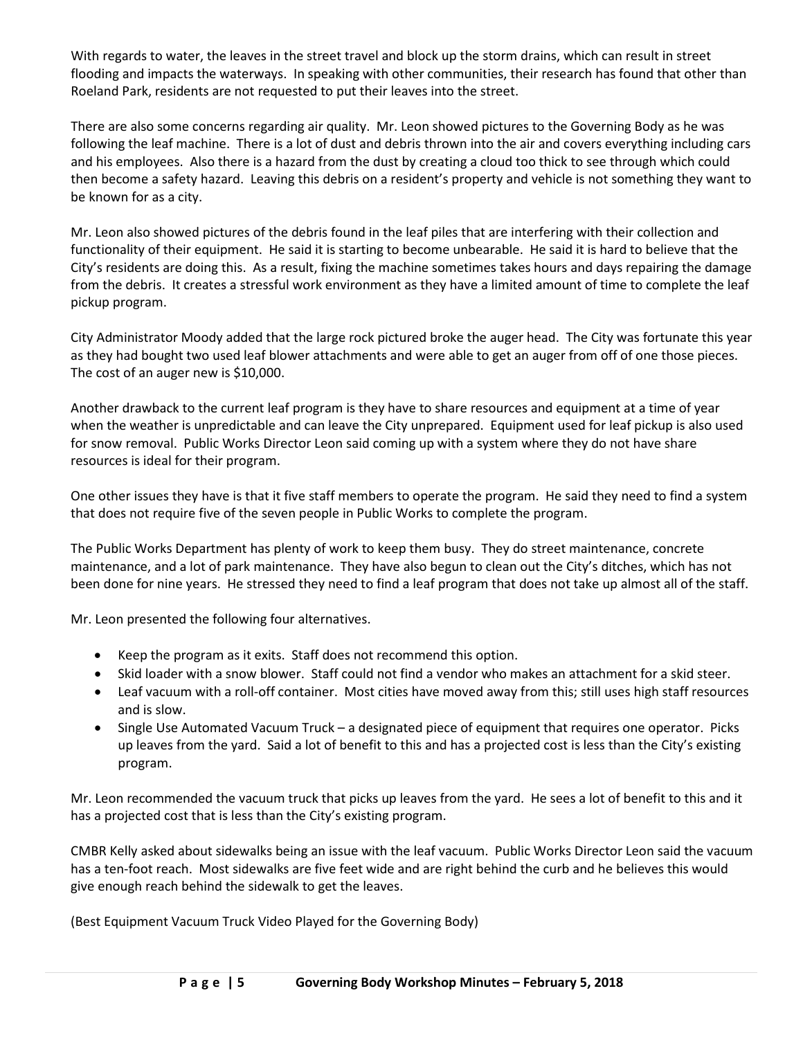With regards to water, the leaves in the street travel and block up the storm drains, which can result in street flooding and impacts the waterways. In speaking with other communities, their research has found that other than Roeland Park, residents are not requested to put their leaves into the street.

There are also some concerns regarding air quality. Mr. Leon showed pictures to the Governing Body as he was following the leaf machine. There is a lot of dust and debris thrown into the air and covers everything including cars and his employees. Also there is a hazard from the dust by creating a cloud too thick to see through which could then become a safety hazard. Leaving this debris on a resident's property and vehicle is not something they want to be known for as a city.

Mr. Leon also showed pictures of the debris found in the leaf piles that are interfering with their collection and functionality of their equipment. He said it is starting to become unbearable. He said it is hard to believe that the City's residents are doing this. As a result, fixing the machine sometimes takes hours and days repairing the damage from the debris. It creates a stressful work environment as they have a limited amount of time to complete the leaf pickup program.

City Administrator Moody added that the large rock pictured broke the auger head. The City was fortunate this year as they had bought two used leaf blower attachments and were able to get an auger from off of one those pieces. The cost of an auger new is $10,000.

Another drawback to the current leaf program is they have to share resources and equipment at a time of year when the weather is unpredictable and can leave the City unprepared. Equipment used for leaf pickup is also used for snow removal. Public Works Director Leon said coming up with a system where they do not have share resources is ideal for their program.

One other issues they have is that it five staff members to operate the program. He said they need to find a system that does not require five of the seven people in Public Works to complete the program.

The Public Works Department has plenty of work to keep them busy. They do street maintenance, concrete maintenance, and a lot of park maintenance. They have also begun to clean out the City's ditches, which has not been done for nine years. He stressed they need to find a leaf program that does not take up almost all of the staff.

Mr. Leon presented the following four alternatives.

- Keep the program as it exits. Staff does not recommend this option.
- Skid loader with a snow blower. Staff could not find a vendor who makes an attachment for a skid steer.
- Leaf vacuum with a roll-off container. Most cities have moved away from this; still uses high staff resources and is slow.
- Single Use Automated Vacuum Truck – a designated piece of equipment that requires one operator. Picks up leaves from the yard. Said a lot of benefit to this and has a projected cost is less than the City's existing program.

Mr. Leon recommended the vacuum truck that picks up leaves from the yard. He sees a lot of benefit to this and it has a projected cost that is less than the City's existing program.

CMBR Kelly asked about sidewalks being an issue with the leaf vacuum. Public Works Director Leon said the vacuum has a ten-foot reach. Most sidewalks are five feet wide and are right behind the curb and he believes this would give enough reach behind the sidewalk to get the leaves.

(Best Equipment Vacuum Truck Video Played for the Governing Body)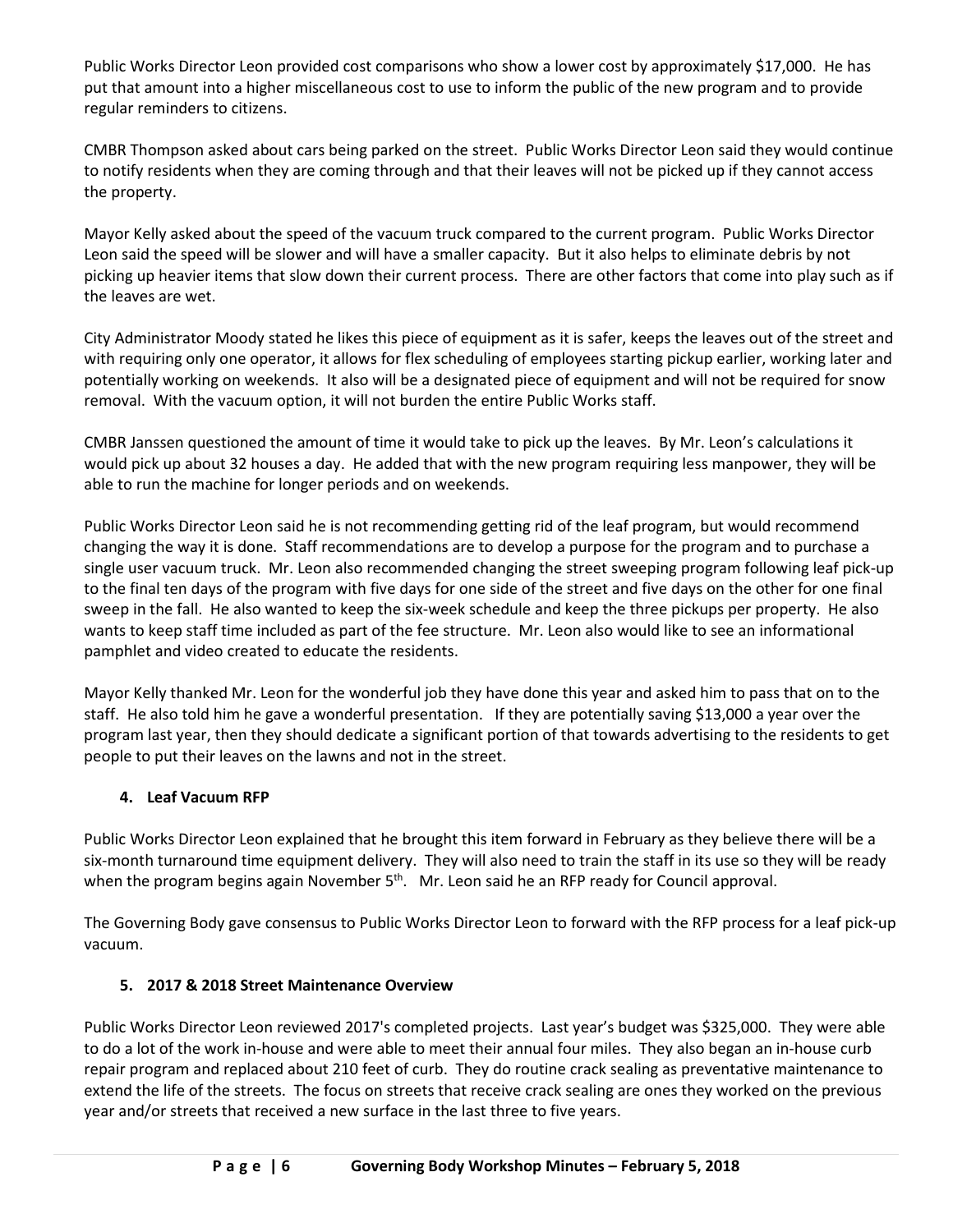Public Works Director Leon provided cost comparisons who show a lower cost by approximately $17,000. He has put that amount into a higher miscellaneous cost to use to inform the public of the new program and to provide regular reminders to citizens.

CMBR Thompson asked about cars being parked on the street. Public Works Director Leon said they would continue to notify residents when they are coming through and that their leaves will not be picked up if they cannot access the property.

Mayor Kelly asked about the speed of the vacuum truck compared to the current program. Public Works Director Leon said the speed will be slower and will have a smaller capacity. But it also helps to eliminate debris by not picking up heavier items that slow down their current process. There are other factors that come into play such as if the leaves are wet.

City Administrator Moody stated he likes this piece of equipment as it is safer, keeps the leaves out of the street and with requiring only one operator, it allows for flex scheduling of employees starting pickup earlier, working later and potentially working on weekends. It also will be a designated piece of equipment and will not be required for snow removal. With the vacuum option, it will not burden the entire Public Works staff.

CMBR Janssen questioned the amount of time it would take to pick up the leaves. By Mr. Leon's calculations it would pick up about 32 houses a day. He added that with the new program requiring less manpower, they will be able to run the machine for longer periods and on weekends.

Public Works Director Leon said he is not recommending getting rid of the leaf program, but would recommend changing the way it is done. Staff recommendations are to develop a purpose for the program and to purchase a single user vacuum truck. Mr. Leon also recommended changing the street sweeping program following leaf pick-up to the final ten days of the program with five days for one side of the street and five days on the other for one final sweep in the fall. He also wanted to keep the six-week schedule and keep the three pickups per property. He also wants to keep staff time included as part of the fee structure. Mr. Leon also would like to see an informational pamphlet and video created to educate the residents.

Mayor Kelly thanked Mr. Leon for the wonderful job they have done this year and asked him to pass that on to the staff. He also told him he gave a wonderful presentation. If they are potentially saving $13,000 a year over the program last year, then they should dedicate a significant portion of that towards advertising to the residents to get people to put their leaves on the lawns and not in the street.

**4. Leaf Vacuum RFP**

Public Works Director Leon explained that he brought this item forward in February as they believe there will be a six-month turnaround time equipment delivery. They will also need to train the staff in its use so they will be ready when the program begins again November 5th. Mr. Leon said he an RFP ready for Council approval.

The Governing Body gave consensus to Public Works Director Leon to forward with the RFP process for a leaf pick-up vacuum.

**5. 2017 & 2018 Street Maintenance Overview**

Public Works Director Leon reviewed 2017's completed projects. Last year's budget was $325,000. They were able to do a lot of the work in-house and were able to meet their annual four miles. They also began an in-house curb repair program and replaced about 210 feet of curb. They do routine crack sealing as preventative maintenance to extend the life of the streets. The focus on streets that receive crack sealing are ones they worked on the previous year and/or streets that received a new surface in the last three to five years.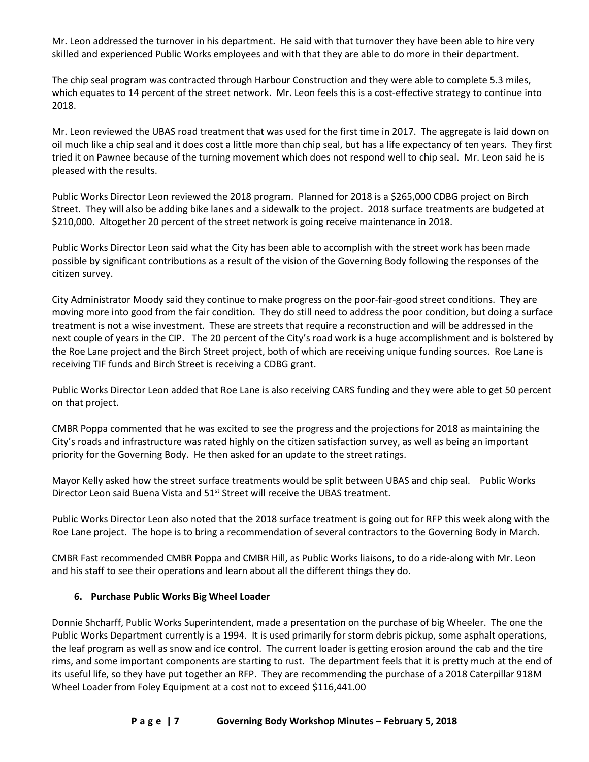Mr. Leon addressed the turnover in his department. He said with that turnover they have been able to hire very skilled and experienced Public Works employees and with that they are able to do more in their department.

The chip seal program was contracted through Harbour Construction and they were able to complete 5.3 miles, which equates to 14 percent of the street network. Mr. Leon feels this is a cost-effective strategy to continue into 2018.

Mr. Leon reviewed the UBAS road treatment that was used for the first time in 2017. The aggregate is laid down on oil much like a chip seal and it does cost a little more than chip seal, but has a life expectancy of ten years. They first tried it on Pawnee because of the turning movement which does not respond well to chip seal. Mr. Leon said he is pleased with the results.

Public Works Director Leon reviewed the 2018 program. Planned for 2018 is a $265,000 CDBG project on Birch Street. They will also be adding bike lanes and a sidewalk to the project. 2018 surface treatments are budgeted at $210,000. Altogether 20 percent of the street network is going receive maintenance in 2018.

Public Works Director Leon said what the City has been able to accomplish with the street work has been made possible by significant contributions as a result of the vision of the Governing Body following the responses of the citizen survey.

City Administrator Moody said they continue to make progress on the poor-fair-good street conditions. They are moving more into good from the fair condition. They do still need to address the poor condition, but doing a surface treatment is not a wise investment. These are streets that require a reconstruction and will be addressed in the next couple of years in the CIP. The 20 percent of the City's road work is a huge accomplishment and is bolstered by the Roe Lane project and the Birch Street project, both of which are receiving unique funding sources. Roe Lane is receiving TIF funds and Birch Street is receiving a CDBG grant.

Public Works Director Leon added that Roe Lane is also receiving CARS funding and they were able to get 50 percent on that project.

CMBR Poppa commented that he was excited to see the progress and the projections for 2018 as maintaining the City's roads and infrastructure was rated highly on the citizen satisfaction survey, as well as being an important priority for the Governing Body. He then asked for an update to the street ratings.

Mayor Kelly asked how the street surface treatments would be split between UBAS and chip seal. Public Works Director Leon said Buena Vista and 51st Street will receive the UBAS treatment.

Public Works Director Leon also noted that the 2018 surface treatment is going out for RFP this week along with the Roe Lane project. The hope is to bring a recommendation of several contractors to the Governing Body in March.

CMBR Fast recommended CMBR Poppa and CMBR Hill, as Public Works liaisons, to do a ride-along with Mr. Leon and his staff to see their operations and learn about all the different things they do.

**6. Purchase Public Works Big Wheel Loader**

Donnie Shcharff, Public Works Superintendent, made a presentation on the purchase of big Wheeler. The one the Public Works Department currently is a 1994. It is used primarily for storm debris pickup, some asphalt operations, the leaf program as well as snow and ice control. The current loader is getting erosion around the cab and the tire rims, and some important components are starting to rust. The department feels that it is pretty much at the end of its useful life, so they have put together an RFP. They are recommending the purchase of a 2018 Caterpillar 918M Wheel Loader from Foley Equipment at a cost not to exceed $116,441.00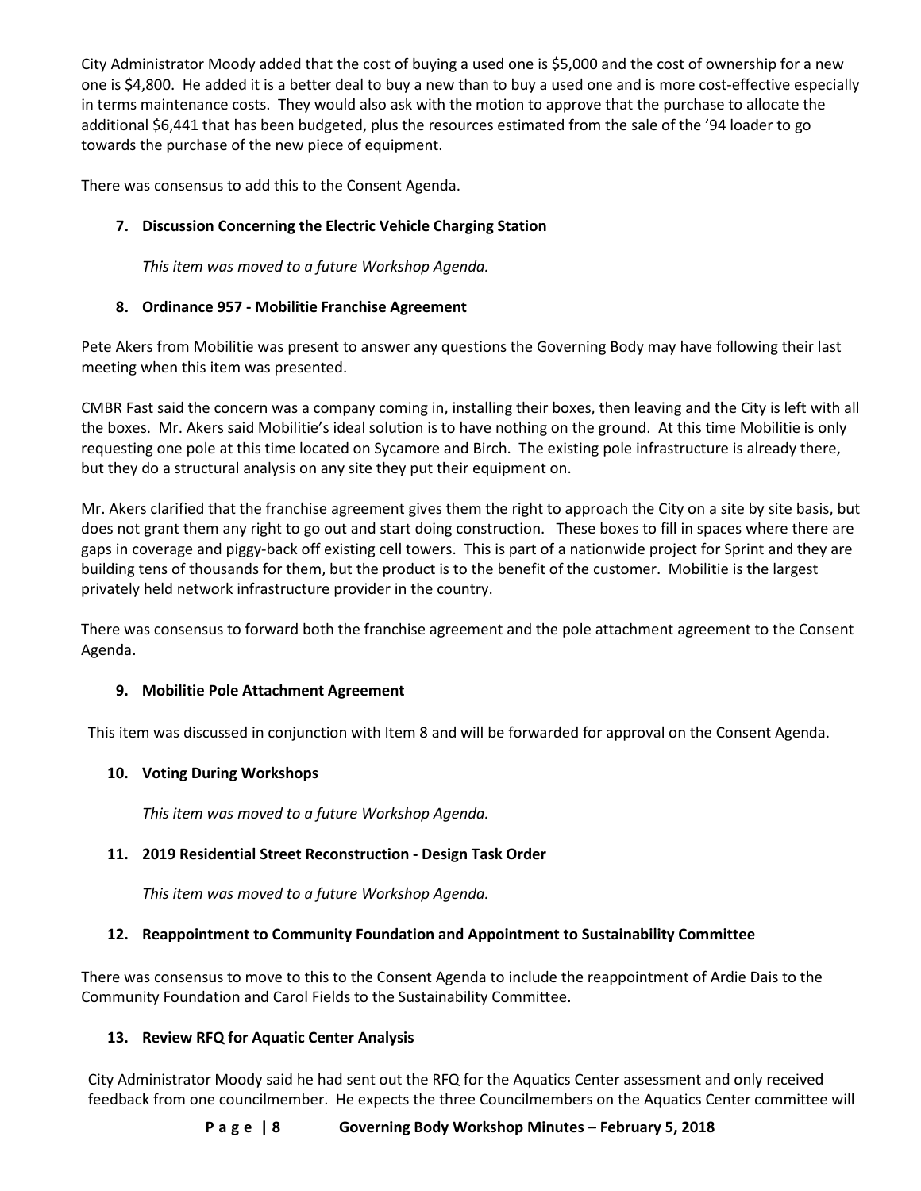City Administrator Moody added that the cost of buying a used one is $5,000 and the cost of ownership for a new one is $4,800. He added it is a better deal to buy a new than to buy a used one and is more cost-effective especially in terms maintenance costs. They would also ask with the motion to approve that the purchase to allocate the additional $6,441 that has been budgeted, plus the resources estimated from the sale of the '94 loader to go towards the purchase of the new piece of equipment.

There was consensus to add this to the Consent Agenda.

**7. Discussion Concerning the Electric Vehicle Charging Station**

*This item was moved to a future Workshop Agenda.*

**8. Ordinance 957 - Mobilitie Franchise Agreement**

Pete Akers from Mobilitie was present to answer any questions the Governing Body may have following their last meeting when this item was presented.

CMBR Fast said the concern was a company coming in, installing their boxes, then leaving and the City is left with all the boxes. Mr. Akers said Mobilitie's ideal solution is to have nothing on the ground. At this time Mobilitie is only requesting one pole at this time located on Sycamore and Birch. The existing pole infrastructure is already there, but they do a structural analysis on any site they put their equipment on.

Mr. Akers clarified that the franchise agreement gives them the right to approach the City on a site by site basis, but does not grant them any right to go out and start doing construction. These boxes to fill in spaces where there are gaps in coverage and piggy-back off existing cell towers. This is part of a nationwide project for Sprint and they are building tens of thousands for them, but the product is to the benefit of the customer. Mobilitie is the largest privately held network infrastructure provider in the country.

There was consensus to forward both the franchise agreement and the pole attachment agreement to the Consent Agenda.

**9. Mobilitie Pole Attachment Agreement**

This item was discussed in conjunction with Item 8 and will be forwarded for approval on the Consent Agenda.

**10. Voting During Workshops**

*This item was moved to a future Workshop Agenda.*

**11. 2019 Residential Street Reconstruction - Design Task Order**

*This item was moved to a future Workshop Agenda.*

**12. Reappointment to Community Foundation and Appointment to Sustainability Committee**

There was consensus to move to this to the Consent Agenda to include the reappointment of Ardie Dais to the Community Foundation and Carol Fields to the Sustainability Committee.

**13. Review RFQ for Aquatic Center Analysis**

City Administrator Moody said he had sent out the RFQ for the Aquatics Center assessment and only received feedback from one councilmember. He expects the three Councilmembers on the Aquatics Center committee will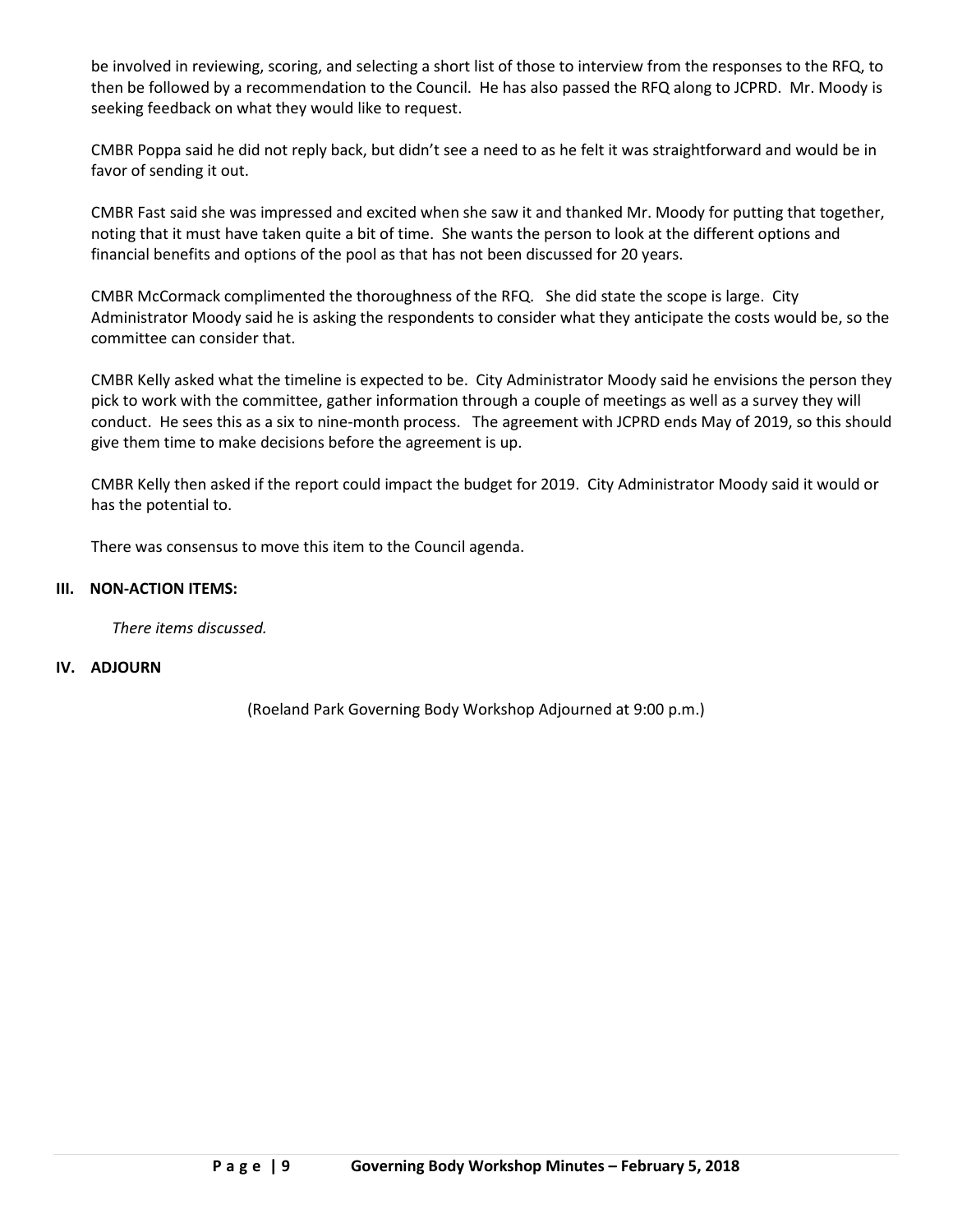be involved in reviewing, scoring, and selecting a short list of those to interview from the responses to the RFQ, to then be followed by a recommendation to the Council. He has also passed the RFQ along to JCPRD. Mr. Moody is seeking feedback on what they would like to request.

CMBR Poppa said he did not reply back, but didn't see a need to as he felt it was straightforward and would be in favor of sending it out.

CMBR Fast said she was impressed and excited when she saw it and thanked Mr. Moody for putting that together, noting that it must have taken quite a bit of time. She wants the person to look at the different options and financial benefits and options of the pool as that has not been discussed for 20 years.

CMBR McCormack complimented the thoroughness of the RFQ. She did state the scope is large. City Administrator Moody said he is asking the respondents to consider what they anticipate the costs would be, so the committee can consider that.

CMBR Kelly asked what the timeline is expected to be. City Administrator Moody said he envisions the person they pick to work with the committee, gather information through a couple of meetings as well as a survey they will conduct. He sees this as a six to nine-month process. The agreement with JCPRD ends May of 2019, so this should give them time to make decisions before the agreement is up.

CMBR Kelly then asked if the report could impact the budget for 2019. City Administrator Moody said it would or has the potential to.

There was consensus to move this item to the Council agenda.

## III. NON-ACTION ITEMS:

*There items discussed.*

## IV. ADJOURN

(Roeland Park Governing Body Workshop Adjourned at 9:00 p.m.)